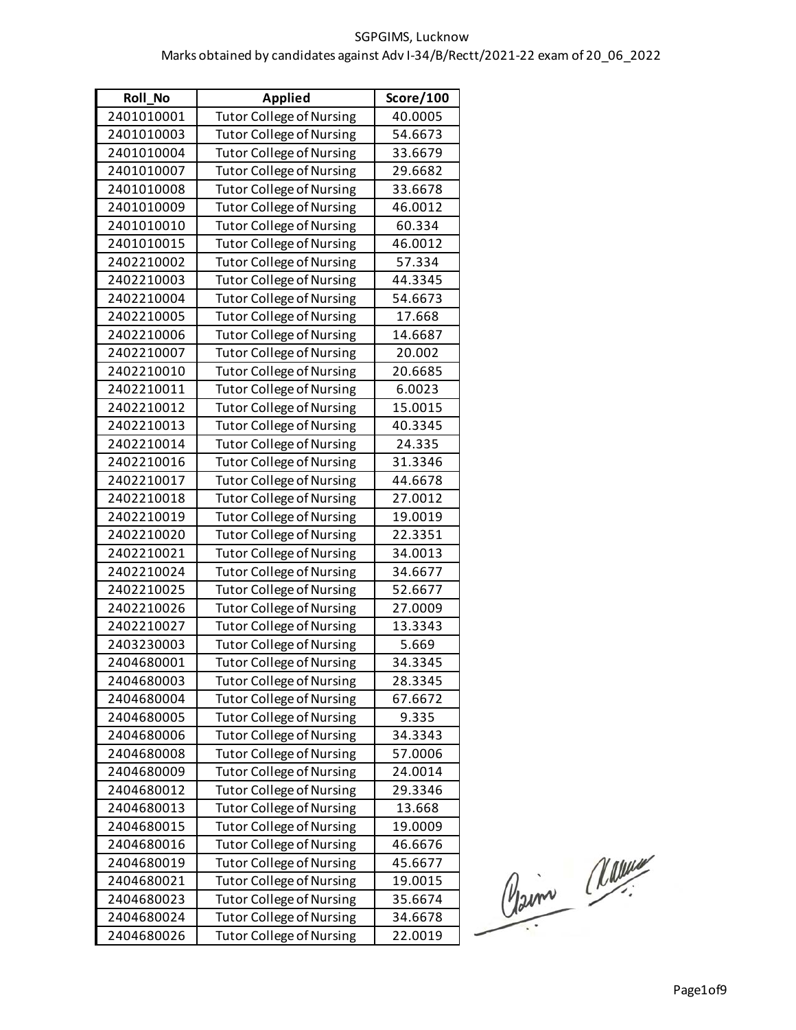SGPGIMS, Lucknow

Marks obtained by candidates against Adv I-34/B/Rectt/2021-22 exam of 20_06_2022

| Roll_No | Applied | Score/100 |
|---|---|---|
| 2401010001 | Tutor College of Nursing | 40.0005 |
| 2401010003 | Tutor College of Nursing | 54.6673 |
| 2401010004 | Tutor College of Nursing | 33.6679 |
| 2401010007 | Tutor College of Nursing | 29.6682 |
| 2401010008 | Tutor College of Nursing | 33.6678 |
| 2401010009 | Tutor College of Nursing | 46.0012 |
| 2401010010 | Tutor College of Nursing | 60.334 |
| 2401010015 | Tutor College of Nursing | 46.0012 |
| 2402210002 | Tutor College of Nursing | 57.334 |
| 2402210003 | Tutor College of Nursing | 44.3345 |
| 2402210004 | Tutor College of Nursing | 54.6673 |
| 2402210005 | Tutor College of Nursing | 17.668 |
| 2402210006 | Tutor College of Nursing | 14.6687 |
| 2402210007 | Tutor College of Nursing | 20.002 |
| 2402210010 | Tutor College of Nursing | 20.6685 |
| 2402210011 | Tutor College of Nursing | 6.0023 |
| 2402210012 | Tutor College of Nursing | 15.0015 |
| 2402210013 | Tutor College of Nursing | 40.3345 |
| 2402210014 | Tutor College of Nursing | 24.335 |
| 2402210016 | Tutor College of Nursing | 31.3346 |
| 2402210017 | Tutor College of Nursing | 44.6678 |
| 2402210018 | Tutor College of Nursing | 27.0012 |
| 2402210019 | Tutor College of Nursing | 19.0019 |
| 2402210020 | Tutor College of Nursing | 22.3351 |
| 2402210021 | Tutor College of Nursing | 34.0013 |
| 2402210024 | Tutor College of Nursing | 34.6677 |
| 2402210025 | Tutor College of Nursing | 52.6677 |
| 2402210026 | Tutor College of Nursing | 27.0009 |
| 2402210027 | Tutor College of Nursing | 13.3343 |
| 2403230003 | Tutor College of Nursing | 5.669 |
| 2404680001 | Tutor College of Nursing | 34.3345 |
| 2404680003 | Tutor College of Nursing | 28.3345 |
| 2404680004 | Tutor College of Nursing | 67.6672 |
| 2404680005 | Tutor College of Nursing | 9.335 |
| 2404680006 | Tutor College of Nursing | 34.3343 |
| 2404680008 | Tutor College of Nursing | 57.0006 |
| 2404680009 | Tutor College of Nursing | 24.0014 |
| 2404680012 | Tutor College of Nursing | 29.3346 |
| 2404680013 | Tutor College of Nursing | 13.668 |
| 2404680015 | Tutor College of Nursing | 19.0009 |
| 2404680016 | Tutor College of Nursing | 46.6676 |
| 2404680019 | Tutor College of Nursing | 45.6677 |
| 2404680021 | Tutor College of Nursing | 19.0015 |
| 2404680023 | Tutor College of Nursing | 35.6674 |
| 2404680024 | Tutor College of Nursing | 34.6678 |
| 2404680026 | Tutor College of Nursing | 22.0019 |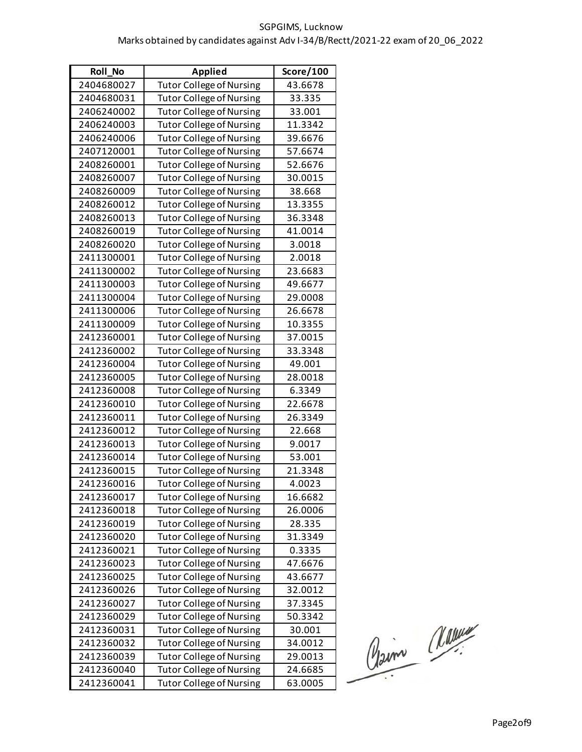SGPGIMS, Lucknow

Marks obtained by candidates against Adv I-34/B/Rectt/2021-22 exam of 20_06_2022

| Roll_No | Applied | Score/100 |
|---|---|---|
| 2404680027 | Tutor College of Nursing | 43.6678 |
| 2404680031 | Tutor College of Nursing | 33.335 |
| 2406240002 | Tutor College of Nursing | 33.001 |
| 2406240003 | Tutor College of Nursing | 11.3342 |
| 2406240006 | Tutor College of Nursing | 39.6676 |
| 2407120001 | Tutor College of Nursing | 57.6674 |
| 2408260001 | Tutor College of Nursing | 52.6676 |
| 2408260007 | Tutor College of Nursing | 30.0015 |
| 2408260009 | Tutor College of Nursing | 38.668 |
| 2408260012 | Tutor College of Nursing | 13.3355 |
| 2408260013 | Tutor College of Nursing | 36.3348 |
| 2408260019 | Tutor College of Nursing | 41.0014 |
| 2408260020 | Tutor College of Nursing | 3.0018 |
| 2411300001 | Tutor College of Nursing | 2.0018 |
| 2411300002 | Tutor College of Nursing | 23.6683 |
| 2411300003 | Tutor College of Nursing | 49.6677 |
| 2411300004 | Tutor College of Nursing | 29.0008 |
| 2411300006 | Tutor College of Nursing | 26.6678 |
| 2411300009 | Tutor College of Nursing | 10.3355 |
| 2412360001 | Tutor College of Nursing | 37.0015 |
| 2412360002 | Tutor College of Nursing | 33.3348 |
| 2412360004 | Tutor College of Nursing | 49.001 |
| 2412360005 | Tutor College of Nursing | 28.0018 |
| 2412360008 | Tutor College of Nursing | 6.3349 |
| 2412360010 | Tutor College of Nursing | 22.6678 |
| 2412360011 | Tutor College of Nursing | 26.3349 |
| 2412360012 | Tutor College of Nursing | 22.668 |
| 2412360013 | Tutor College of Nursing | 9.0017 |
| 2412360014 | Tutor College of Nursing | 53.001 |
| 2412360015 | Tutor College of Nursing | 21.3348 |
| 2412360016 | Tutor College of Nursing | 4.0023 |
| 2412360017 | Tutor College of Nursing | 16.6682 |
| 2412360018 | Tutor College of Nursing | 26.0006 |
| 2412360019 | Tutor College of Nursing | 28.335 |
| 2412360020 | Tutor College of Nursing | 31.3349 |
| 2412360021 | Tutor College of Nursing | 0.3335 |
| 2412360023 | Tutor College of Nursing | 47.6676 |
| 2412360025 | Tutor College of Nursing | 43.6677 |
| 2412360026 | Tutor College of Nursing | 32.0012 |
| 2412360027 | Tutor College of Nursing | 37.3345 |
| 2412360029 | Tutor College of Nursing | 50.3342 |
| 2412360031 | Tutor College of Nursing | 30.001 |
| 2412360032 | Tutor College of Nursing | 34.0012 |
| 2412360039 | Tutor College of Nursing | 29.0013 |
| 2412360040 | Tutor College of Nursing | 24.6685 |
| 2412360041 | Tutor College of Nursing | 63.0005 |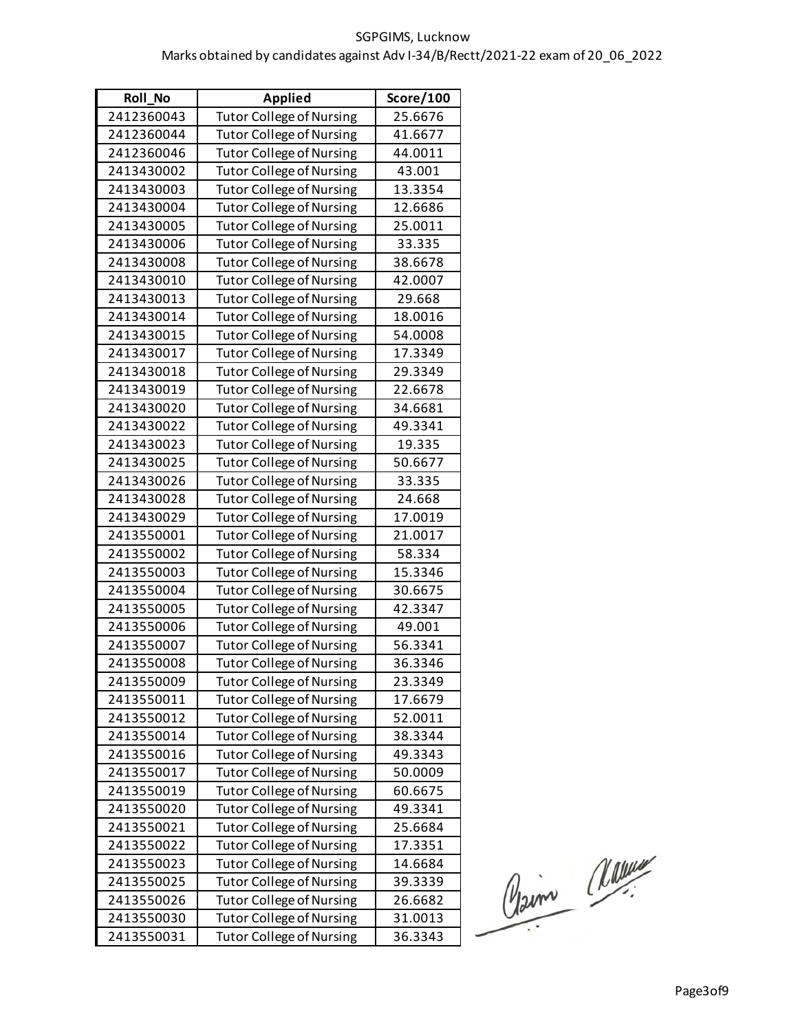SGPGIMS, Lucknow

Marks obtained by candidates against Adv I-34/B/Rectt/2021-22 exam of 20_06_2022

| Roll_No | Applied | Score/100 |
|---|---|---|
| 2412360043 | Tutor College of Nursing | 25.6676 |
| 2412360044 | Tutor College of Nursing | 41.6677 |
| 2412360046 | Tutor College of Nursing | 44.0011 |
| 2413430002 | Tutor College of Nursing | 43.001 |
| 2413430003 | Tutor College of Nursing | 13.3354 |
| 2413430004 | Tutor College of Nursing | 12.6686 |
| 2413430005 | Tutor College of Nursing | 25.0011 |
| 2413430006 | Tutor College of Nursing | 33.335 |
| 2413430008 | Tutor College of Nursing | 38.6678 |
| 2413430010 | Tutor College of Nursing | 42.0007 |
| 2413430013 | Tutor College of Nursing | 29.668 |
| 2413430014 | Tutor College of Nursing | 18.0016 |
| 2413430015 | Tutor College of Nursing | 54.0008 |
| 2413430017 | Tutor College of Nursing | 17.3349 |
| 2413430018 | Tutor College of Nursing | 29.3349 |
| 2413430019 | Tutor College of Nursing | 22.6678 |
| 2413430020 | Tutor College of Nursing | 34.6681 |
| 2413430022 | Tutor College of Nursing | 49.3341 |
| 2413430023 | Tutor College of Nursing | 19.335 |
| 2413430025 | Tutor College of Nursing | 50.6677 |
| 2413430026 | Tutor College of Nursing | 33.335 |
| 2413430028 | Tutor College of Nursing | 24.668 |
| 2413430029 | Tutor College of Nursing | 17.0019 |
| 2413550001 | Tutor College of Nursing | 21.0017 |
| 2413550002 | Tutor College of Nursing | 58.334 |
| 2413550003 | Tutor College of Nursing | 15.3346 |
| 2413550004 | Tutor College of Nursing | 30.6675 |
| 2413550005 | Tutor College of Nursing | 42.3347 |
| 2413550006 | Tutor College of Nursing | 49.001 |
| 2413550007 | Tutor College of Nursing | 56.3341 |
| 2413550008 | Tutor College of Nursing | 36.3346 |
| 2413550009 | Tutor College of Nursing | 23.3349 |
| 2413550011 | Tutor College of Nursing | 17.6679 |
| 2413550012 | Tutor College of Nursing | 52.0011 |
| 2413550014 | Tutor College of Nursing | 38.3344 |
| 2413550016 | Tutor College of Nursing | 49.3343 |
| 2413550017 | Tutor College of Nursing | 50.0009 |
| 2413550019 | Tutor College of Nursing | 60.6675 |
| 2413550020 | Tutor College of Nursing | 49.3341 |
| 2413550021 | Tutor College of Nursing | 25.6684 |
| 2413550022 | Tutor College of Nursing | 17.3351 |
| 2413550023 | Tutor College of Nursing | 14.6684 |
| 2413550025 | Tutor College of Nursing | 39.3339 |
| 2413550026 | Tutor College of Nursing | 26.6682 |
| 2413550030 | Tutor College of Nursing | 31.0013 |
| 2413550031 | Tutor College of Nursing | 36.3343 |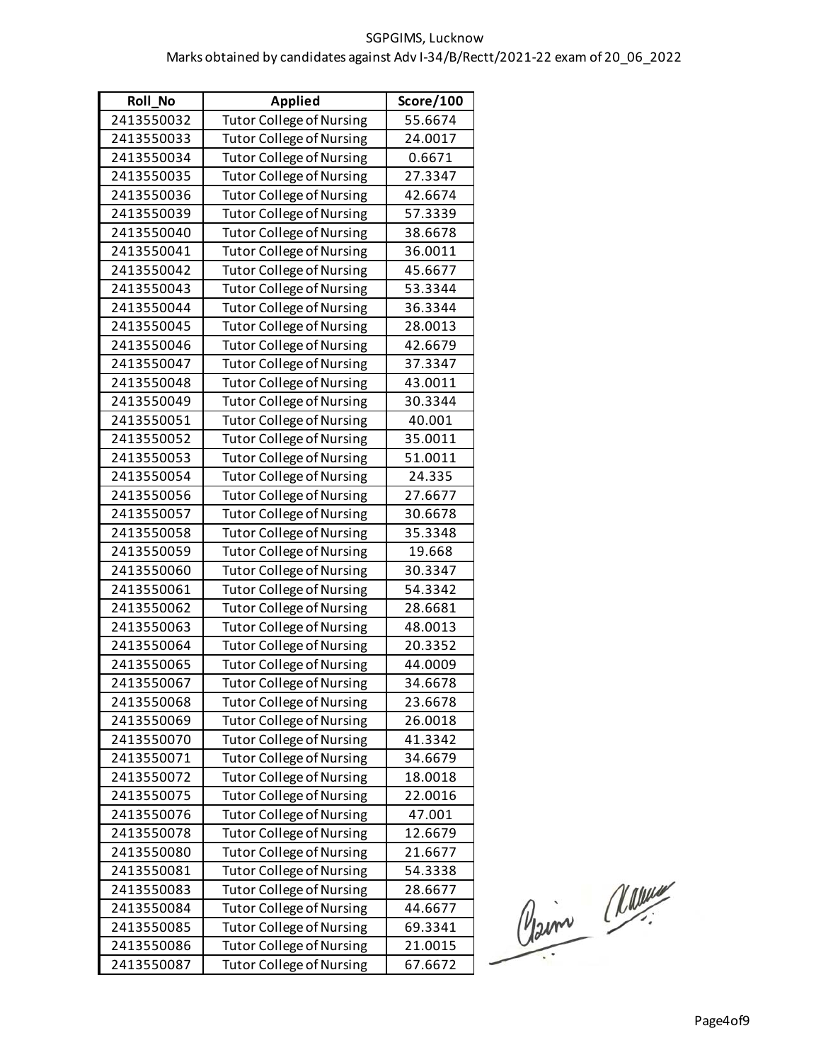SGPGIMS, Lucknow

Marks obtained by candidates against Adv I-34/B/Rectt/2021-22 exam of 20_06_2022

| Roll_No | Applied | Score/100 |
|---|---|---|
| 2413550032 | Tutor College of Nursing | 55.6674 |
| 2413550033 | Tutor College of Nursing | 24.0017 |
| 2413550034 | Tutor College of Nursing | 0.6671 |
| 2413550035 | Tutor College of Nursing | 27.3347 |
| 2413550036 | Tutor College of Nursing | 42.6674 |
| 2413550039 | Tutor College of Nursing | 57.3339 |
| 2413550040 | Tutor College of Nursing | 38.6678 |
| 2413550041 | Tutor College of Nursing | 36.0011 |
| 2413550042 | Tutor College of Nursing | 45.6677 |
| 2413550043 | Tutor College of Nursing | 53.3344 |
| 2413550044 | Tutor College of Nursing | 36.3344 |
| 2413550045 | Tutor College of Nursing | 28.0013 |
| 2413550046 | Tutor College of Nursing | 42.6679 |
| 2413550047 | Tutor College of Nursing | 37.3347 |
| 2413550048 | Tutor College of Nursing | 43.0011 |
| 2413550049 | Tutor College of Nursing | 30.3344 |
| 2413550051 | Tutor College of Nursing | 40.001 |
| 2413550052 | Tutor College of Nursing | 35.0011 |
| 2413550053 | Tutor College of Nursing | 51.0011 |
| 2413550054 | Tutor College of Nursing | 24.335 |
| 2413550056 | Tutor College of Nursing | 27.6677 |
| 2413550057 | Tutor College of Nursing | 30.6678 |
| 2413550058 | Tutor College of Nursing | 35.3348 |
| 2413550059 | Tutor College of Nursing | 19.668 |
| 2413550060 | Tutor College of Nursing | 30.3347 |
| 2413550061 | Tutor College of Nursing | 54.3342 |
| 2413550062 | Tutor College of Nursing | 28.6681 |
| 2413550063 | Tutor College of Nursing | 48.0013 |
| 2413550064 | Tutor College of Nursing | 20.3352 |
| 2413550065 | Tutor College of Nursing | 44.0009 |
| 2413550067 | Tutor College of Nursing | 34.6678 |
| 2413550068 | Tutor College of Nursing | 23.6678 |
| 2413550069 | Tutor College of Nursing | 26.0018 |
| 2413550070 | Tutor College of Nursing | 41.3342 |
| 2413550071 | Tutor College of Nursing | 34.6679 |
| 2413550072 | Tutor College of Nursing | 18.0018 |
| 2413550075 | Tutor College of Nursing | 22.0016 |
| 2413550076 | Tutor College of Nursing | 47.001 |
| 2413550078 | Tutor College of Nursing | 12.6679 |
| 2413550080 | Tutor College of Nursing | 21.6677 |
| 2413550081 | Tutor College of Nursing | 54.3338 |
| 2413550083 | Tutor College of Nursing | 28.6677 |
| 2413550084 | Tutor College of Nursing | 44.6677 |
| 2413550085 | Tutor College of Nursing | 69.3341 |
| 2413550086 | Tutor College of Nursing | 21.0015 |
| 2413550087 | Tutor College of Nursing | 67.6672 |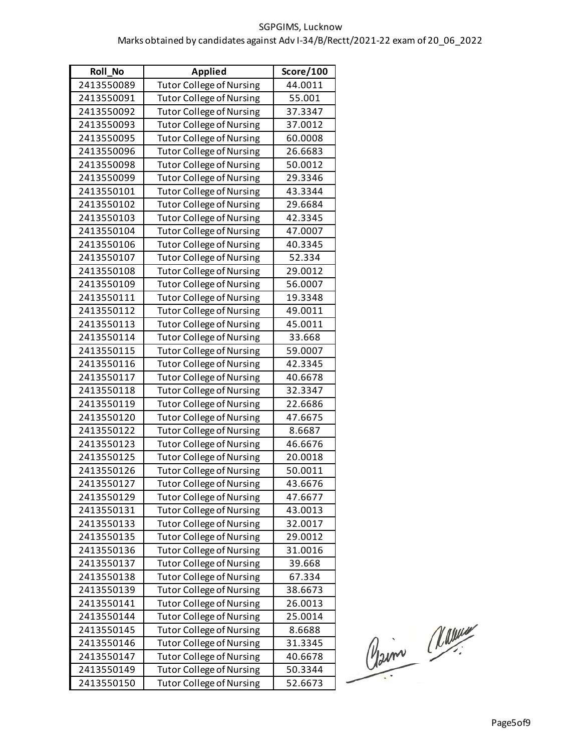SGPGIMS, Lucknow

Marks obtained by candidates against Adv I-34/B/Rectt/2021-22 exam of 20_06_2022

| Roll_No | Applied | Score/100 |
|---|---|---|
| 2413550089 | Tutor College of Nursing | 44.0011 |
| 2413550091 | Tutor College of Nursing | 55.001 |
| 2413550092 | Tutor College of Nursing | 37.3347 |
| 2413550093 | Tutor College of Nursing | 37.0012 |
| 2413550095 | Tutor College of Nursing | 60.0008 |
| 2413550096 | Tutor College of Nursing | 26.6683 |
| 2413550098 | Tutor College of Nursing | 50.0012 |
| 2413550099 | Tutor College of Nursing | 29.3346 |
| 2413550101 | Tutor College of Nursing | 43.3344 |
| 2413550102 | Tutor College of Nursing | 29.6684 |
| 2413550103 | Tutor College of Nursing | 42.3345 |
| 2413550104 | Tutor College of Nursing | 47.0007 |
| 2413550106 | Tutor College of Nursing | 40.3345 |
| 2413550107 | Tutor College of Nursing | 52.334 |
| 2413550108 | Tutor College of Nursing | 29.0012 |
| 2413550109 | Tutor College of Nursing | 56.0007 |
| 2413550111 | Tutor College of Nursing | 19.3348 |
| 2413550112 | Tutor College of Nursing | 49.0011 |
| 2413550113 | Tutor College of Nursing | 45.0011 |
| 2413550114 | Tutor College of Nursing | 33.668 |
| 2413550115 | Tutor College of Nursing | 59.0007 |
| 2413550116 | Tutor College of Nursing | 42.3345 |
| 2413550117 | Tutor College of Nursing | 40.6678 |
| 2413550118 | Tutor College of Nursing | 32.3347 |
| 2413550119 | Tutor College of Nursing | 22.6686 |
| 2413550120 | Tutor College of Nursing | 47.6675 |
| 2413550122 | Tutor College of Nursing | 8.6687 |
| 2413550123 | Tutor College of Nursing | 46.6676 |
| 2413550125 | Tutor College of Nursing | 20.0018 |
| 2413550126 | Tutor College of Nursing | 50.0011 |
| 2413550127 | Tutor College of Nursing | 43.6676 |
| 2413550129 | Tutor College of Nursing | 47.6677 |
| 2413550131 | Tutor College of Nursing | 43.0013 |
| 2413550133 | Tutor College of Nursing | 32.0017 |
| 2413550135 | Tutor College of Nursing | 29.0012 |
| 2413550136 | Tutor College of Nursing | 31.0016 |
| 2413550137 | Tutor College of Nursing | 39.668 |
| 2413550138 | Tutor College of Nursing | 67.334 |
| 2413550139 | Tutor College of Nursing | 38.6673 |
| 2413550141 | Tutor College of Nursing | 26.0013 |
| 2413550144 | Tutor College of Nursing | 25.0014 |
| 2413550145 | Tutor College of Nursing | 8.6688 |
| 2413550146 | Tutor College of Nursing | 31.3345 |
| 2413550147 | Tutor College of Nursing | 40.6678 |
| 2413550149 | Tutor College of Nursing | 50.3344 |
| 2413550150 | Tutor College of Nursing | 52.6673 |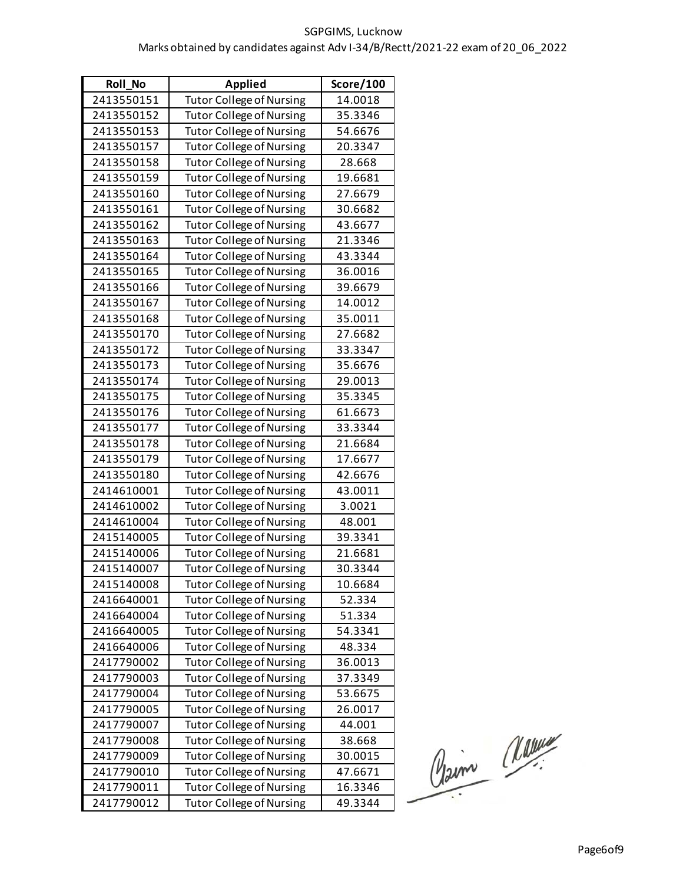SGPGIMS, Lucknow

Marks obtained by candidates against Adv I-34/B/Rectt/2021-22 exam of 20_06_2022

| Roll_No | Applied | Score/100 |
|---|---|---|
| 2413550151 | Tutor College of Nursing | 14.0018 |
| 2413550152 | Tutor College of Nursing | 35.3346 |
| 2413550153 | Tutor College of Nursing | 54.6676 |
| 2413550157 | Tutor College of Nursing | 20.3347 |
| 2413550158 | Tutor College of Nursing | 28.668 |
| 2413550159 | Tutor College of Nursing | 19.6681 |
| 2413550160 | Tutor College of Nursing | 27.6679 |
| 2413550161 | Tutor College of Nursing | 30.6682 |
| 2413550162 | Tutor College of Nursing | 43.6677 |
| 2413550163 | Tutor College of Nursing | 21.3346 |
| 2413550164 | Tutor College of Nursing | 43.3344 |
| 2413550165 | Tutor College of Nursing | 36.0016 |
| 2413550166 | Tutor College of Nursing | 39.6679 |
| 2413550167 | Tutor College of Nursing | 14.0012 |
| 2413550168 | Tutor College of Nursing | 35.0011 |
| 2413550170 | Tutor College of Nursing | 27.6682 |
| 2413550172 | Tutor College of Nursing | 33.3347 |
| 2413550173 | Tutor College of Nursing | 35.6676 |
| 2413550174 | Tutor College of Nursing | 29.0013 |
| 2413550175 | Tutor College of Nursing | 35.3345 |
| 2413550176 | Tutor College of Nursing | 61.6673 |
| 2413550177 | Tutor College of Nursing | 33.3344 |
| 2413550178 | Tutor College of Nursing | 21.6684 |
| 2413550179 | Tutor College of Nursing | 17.6677 |
| 2413550180 | Tutor College of Nursing | 42.6676 |
| 2414610001 | Tutor College of Nursing | 43.0011 |
| 2414610002 | Tutor College of Nursing | 3.0021 |
| 2414610004 | Tutor College of Nursing | 48.001 |
| 2415140005 | Tutor College of Nursing | 39.3341 |
| 2415140006 | Tutor College of Nursing | 21.6681 |
| 2415140007 | Tutor College of Nursing | 30.3344 |
| 2415140008 | Tutor College of Nursing | 10.6684 |
| 2416640001 | Tutor College of Nursing | 52.334 |
| 2416640004 | Tutor College of Nursing | 51.334 |
| 2416640005 | Tutor College of Nursing | 54.3341 |
| 2416640006 | Tutor College of Nursing | 48.334 |
| 2417790002 | Tutor College of Nursing | 36.0013 |
| 2417790003 | Tutor College of Nursing | 37.3349 |
| 2417790004 | Tutor College of Nursing | 53.6675 |
| 2417790005 | Tutor College of Nursing | 26.0017 |
| 2417790007 | Tutor College of Nursing | 44.001 |
| 2417790008 | Tutor College of Nursing | 38.668 |
| 2417790009 | Tutor College of Nursing | 30.0015 |
| 2417790010 | Tutor College of Nursing | 47.6671 |
| 2417790011 | Tutor College of Nursing | 16.3346 |
| 2417790012 | Tutor College of Nursing | 49.3344 |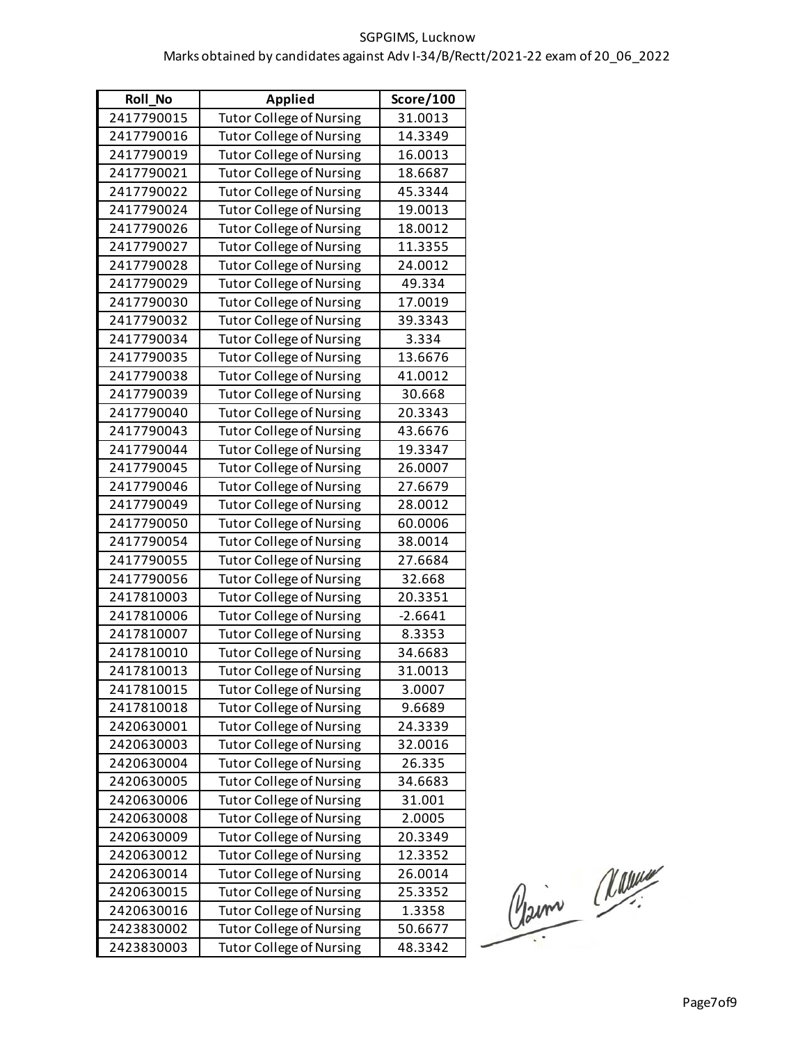SGPGIMS, Lucknow

Marks obtained by candidates against Adv I-34/B/Rectt/2021-22 exam of 20_06_2022

| Roll_No | Applied | Score/100 |
|---|---|---|
| 2417790015 | Tutor College of Nursing | 31.0013 |
| 2417790016 | Tutor College of Nursing | 14.3349 |
| 2417790019 | Tutor College of Nursing | 16.0013 |
| 2417790021 | Tutor College of Nursing | 18.6687 |
| 2417790022 | Tutor College of Nursing | 45.3344 |
| 2417790024 | Tutor College of Nursing | 19.0013 |
| 2417790026 | Tutor College of Nursing | 18.0012 |
| 2417790027 | Tutor College of Nursing | 11.3355 |
| 2417790028 | Tutor College of Nursing | 24.0012 |
| 2417790029 | Tutor College of Nursing | 49.334 |
| 2417790030 | Tutor College of Nursing | 17.0019 |
| 2417790032 | Tutor College of Nursing | 39.3343 |
| 2417790034 | Tutor College of Nursing | 3.334 |
| 2417790035 | Tutor College of Nursing | 13.6676 |
| 2417790038 | Tutor College of Nursing | 41.0012 |
| 2417790039 | Tutor College of Nursing | 30.668 |
| 2417790040 | Tutor College of Nursing | 20.3343 |
| 2417790043 | Tutor College of Nursing | 43.6676 |
| 2417790044 | Tutor College of Nursing | 19.3347 |
| 2417790045 | Tutor College of Nursing | 26.0007 |
| 2417790046 | Tutor College of Nursing | 27.6679 |
| 2417790049 | Tutor College of Nursing | 28.0012 |
| 2417790050 | Tutor College of Nursing | 60.0006 |
| 2417790054 | Tutor College of Nursing | 38.0014 |
| 2417790055 | Tutor College of Nursing | 27.6684 |
| 2417790056 | Tutor College of Nursing | 32.668 |
| 2417810003 | Tutor College of Nursing | 20.3351 |
| 2417810006 | Tutor College of Nursing | -2.6641 |
| 2417810007 | Tutor College of Nursing | 8.3353 |
| 2417810010 | Tutor College of Nursing | 34.6683 |
| 2417810013 | Tutor College of Nursing | 31.0013 |
| 2417810015 | Tutor College of Nursing | 3.0007 |
| 2417810018 | Tutor College of Nursing | 9.6689 |
| 2420630001 | Tutor College of Nursing | 24.3339 |
| 2420630003 | Tutor College of Nursing | 32.0016 |
| 2420630004 | Tutor College of Nursing | 26.335 |
| 2420630005 | Tutor College of Nursing | 34.6683 |
| 2420630006 | Tutor College of Nursing | 31.001 |
| 2420630008 | Tutor College of Nursing | 2.0005 |
| 2420630009 | Tutor College of Nursing | 20.3349 |
| 2420630012 | Tutor College of Nursing | 12.3352 |
| 2420630014 | Tutor College of Nursing | 26.0014 |
| 2420630015 | Tutor College of Nursing | 25.3352 |
| 2420630016 | Tutor College of Nursing | 1.3358 |
| 2423830002 | Tutor College of Nursing | 50.6677 |
| 2423830003 | Tutor College of Nursing | 48.3342 |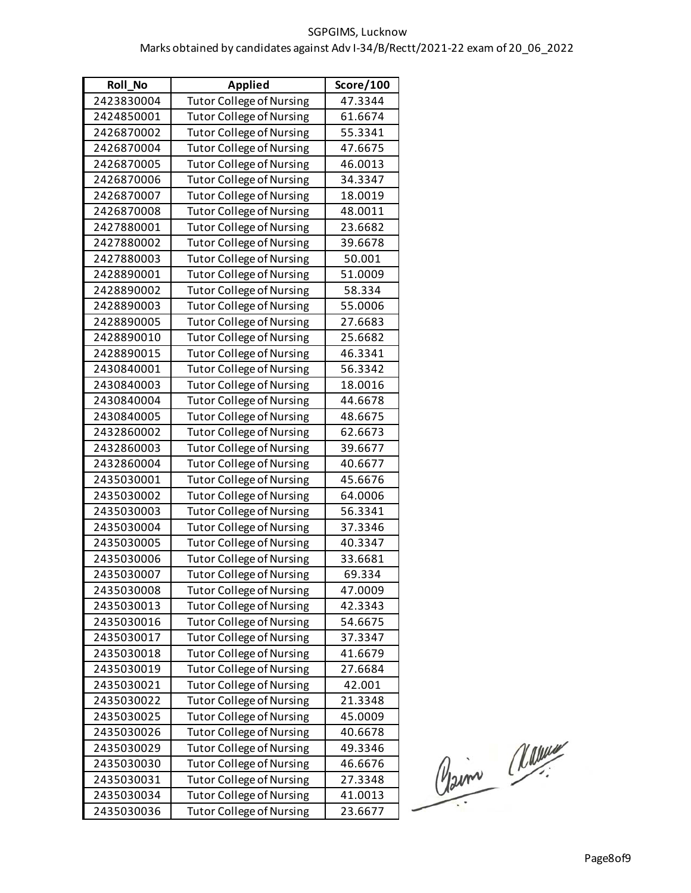SGPGIMS, Lucknow

Marks obtained by candidates against Adv I-34/B/Rectt/2021-22 exam of 20_06_2022

| Roll_No | Applied | Score/100 |
| --- | --- | --- |
| 2423830004 | Tutor College of Nursing | 47.3344 |
| 2424850001 | Tutor College of Nursing | 61.6674 |
| 2426870002 | Tutor College of Nursing | 55.3341 |
| 2426870004 | Tutor College of Nursing | 47.6675 |
| 2426870005 | Tutor College of Nursing | 46.0013 |
| 2426870006 | Tutor College of Nursing | 34.3347 |
| 2426870007 | Tutor College of Nursing | 18.0019 |
| 2426870008 | Tutor College of Nursing | 48.0011 |
| 2427880001 | Tutor College of Nursing | 23.6682 |
| 2427880002 | Tutor College of Nursing | 39.6678 |
| 2427880003 | Tutor College of Nursing | 50.001 |
| 2428890001 | Tutor College of Nursing | 51.0009 |
| 2428890002 | Tutor College of Nursing | 58.334 |
| 2428890003 | Tutor College of Nursing | 55.0006 |
| 2428890005 | Tutor College of Nursing | 27.6683 |
| 2428890010 | Tutor College of Nursing | 25.6682 |
| 2428890015 | Tutor College of Nursing | 46.3341 |
| 2430840001 | Tutor College of Nursing | 56.3342 |
| 2430840003 | Tutor College of Nursing | 18.0016 |
| 2430840004 | Tutor College of Nursing | 44.6678 |
| 2430840005 | Tutor College of Nursing | 48.6675 |
| 2432860002 | Tutor College of Nursing | 62.6673 |
| 2432860003 | Tutor College of Nursing | 39.6677 |
| 2432860004 | Tutor College of Nursing | 40.6677 |
| 2435030001 | Tutor College of Nursing | 45.6676 |
| 2435030002 | Tutor College of Nursing | 64.0006 |
| 2435030003 | Tutor College of Nursing | 56.3341 |
| 2435030004 | Tutor College of Nursing | 37.3346 |
| 2435030005 | Tutor College of Nursing | 40.3347 |
| 2435030006 | Tutor College of Nursing | 33.6681 |
| 2435030007 | Tutor College of Nursing | 69.334 |
| 2435030008 | Tutor College of Nursing | 47.0009 |
| 2435030013 | Tutor College of Nursing | 42.3343 |
| 2435030016 | Tutor College of Nursing | 54.6675 |
| 2435030017 | Tutor College of Nursing | 37.3347 |
| 2435030018 | Tutor College of Nursing | 41.6679 |
| 2435030019 | Tutor College of Nursing | 27.6684 |
| 2435030021 | Tutor College of Nursing | 42.001 |
| 2435030022 | Tutor College of Nursing | 21.3348 |
| 2435030025 | Tutor College of Nursing | 45.0009 |
| 2435030026 | Tutor College of Nursing | 40.6678 |
| 2435030029 | Tutor College of Nursing | 49.3346 |
| 2435030030 | Tutor College of Nursing | 46.6676 |
| 2435030031 | Tutor College of Nursing | 27.3348 |
| 2435030034 | Tutor College of Nursing | 41.0013 |
| 2435030036 | Tutor College of Nursing | 23.6677 |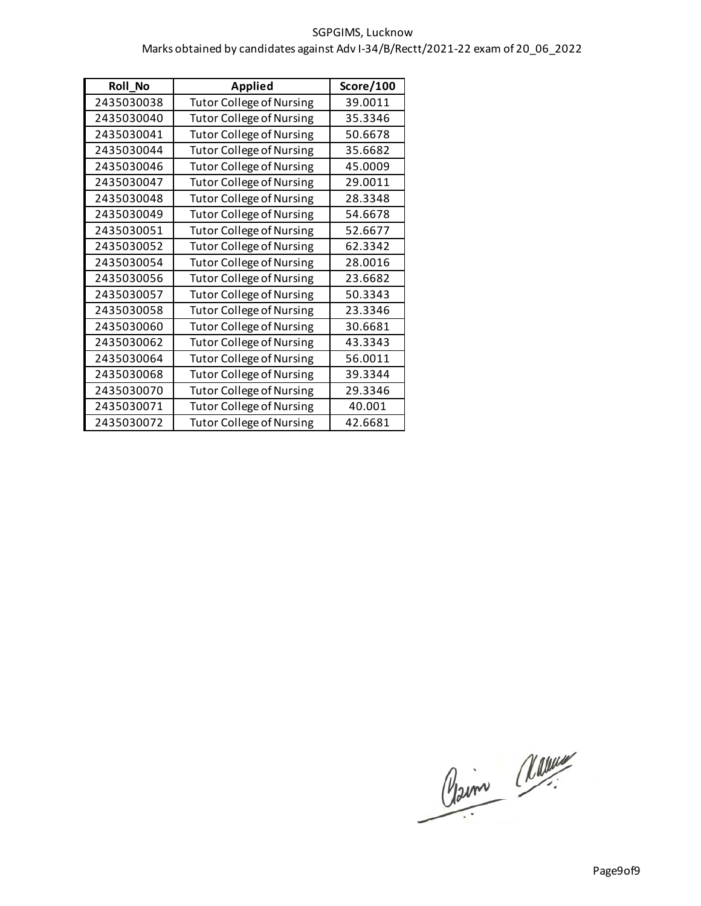SGPGIMS, Lucknow

Marks obtained by candidates against Adv I-34/B/Rectt/2021-22 exam of 20_06_2022

| Roll_No | Applied | Score/100 |
|---|---|---|
| 2435030038 | Tutor College of Nursing | 39.0011 |
| 2435030040 | Tutor College of Nursing | 35.3346 |
| 2435030041 | Tutor College of Nursing | 50.6678 |
| 2435030044 | Tutor College of Nursing | 35.6682 |
| 2435030046 | Tutor College of Nursing | 45.0009 |
| 2435030047 | Tutor College of Nursing | 29.0011 |
| 2435030048 | Tutor College of Nursing | 28.3348 |
| 2435030049 | Tutor College of Nursing | 54.6678 |
| 2435030051 | Tutor College of Nursing | 52.6677 |
| 2435030052 | Tutor College of Nursing | 62.3342 |
| 2435030054 | Tutor College of Nursing | 28.0016 |
| 2435030056 | Tutor College of Nursing | 23.6682 |
| 2435030057 | Tutor College of Nursing | 50.3343 |
| 2435030058 | Tutor College of Nursing | 23.3346 |
| 2435030060 | Tutor College of Nursing | 30.6681 |
| 2435030062 | Tutor College of Nursing | 43.3343 |
| 2435030064 | Tutor College of Nursing | 56.0011 |
| 2435030068 | Tutor College of Nursing | 39.3344 |
| 2435030070 | Tutor College of Nursing | 29.3346 |
| 2435030071 | Tutor College of Nursing | 40.001 |
| 2435030072 | Tutor College of Nursing | 42.6681 |